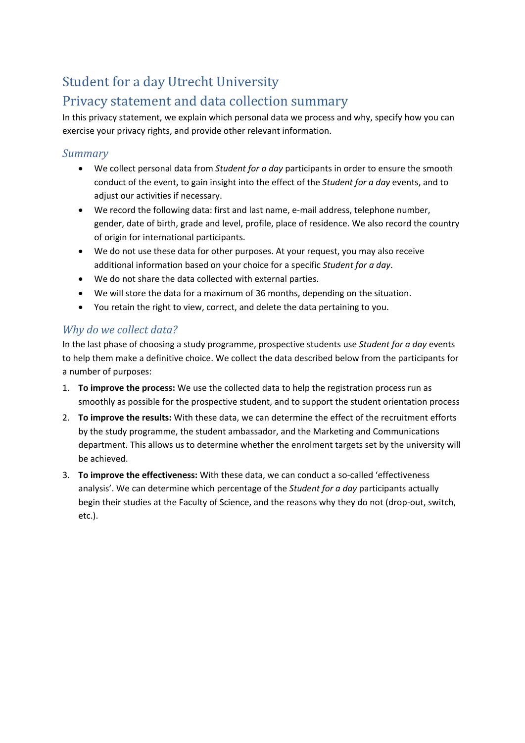# Student for a day Utrecht University

# Privacy statement and data collection summary

In this privacy statement, we explain which personal data we process and why, specify how you can exercise your privacy rights, and provide other relevant information.

## *Summary*

- We collect personal data from *Student for a day* participants in order to ensure the smooth conduct of the event, to gain insight into the effect of the *Student for a day* events, and to adjust our activities if necessary.
- We record the following data: first and last name, e-mail address, telephone number, gender, date of birth, grade and level, profile, place of residence. We also record the country of origin for international participants.
- We do not use these data for other purposes. At your request, you may also receive additional information based on your choice for a specific *Student for a day*.
- We do not share the data collected with external parties.
- We will store the data for a maximum of 36 months, depending on the situation.
- You retain the right to view, correct, and delete the data pertaining to you.

## *Why do we collect data?*

In the last phase of choosing a study programme, prospective students use *Student for a day* events to help them make a definitive choice. We collect the data described below from the participants for a number of purposes:

1. **To improve the process:** We use the collected data to help the registration process run as smoothly as possible for the prospective student, and to support the student orientation process
2. **To improve the results:** With these data, we can determine the effect of the recruitment efforts by the study programme, the student ambassador, and the Marketing and Communications department. This allows us to determine whether the enrolment targets set by the university will be achieved.
3. **To improve the effectiveness:** With these data, we can conduct a so-called 'effectiveness analysis'. We can determine which percentage of the *Student for a day* participants actually begin their studies at the Faculty of Science, and the reasons why they do not (drop-out, switch, etc.).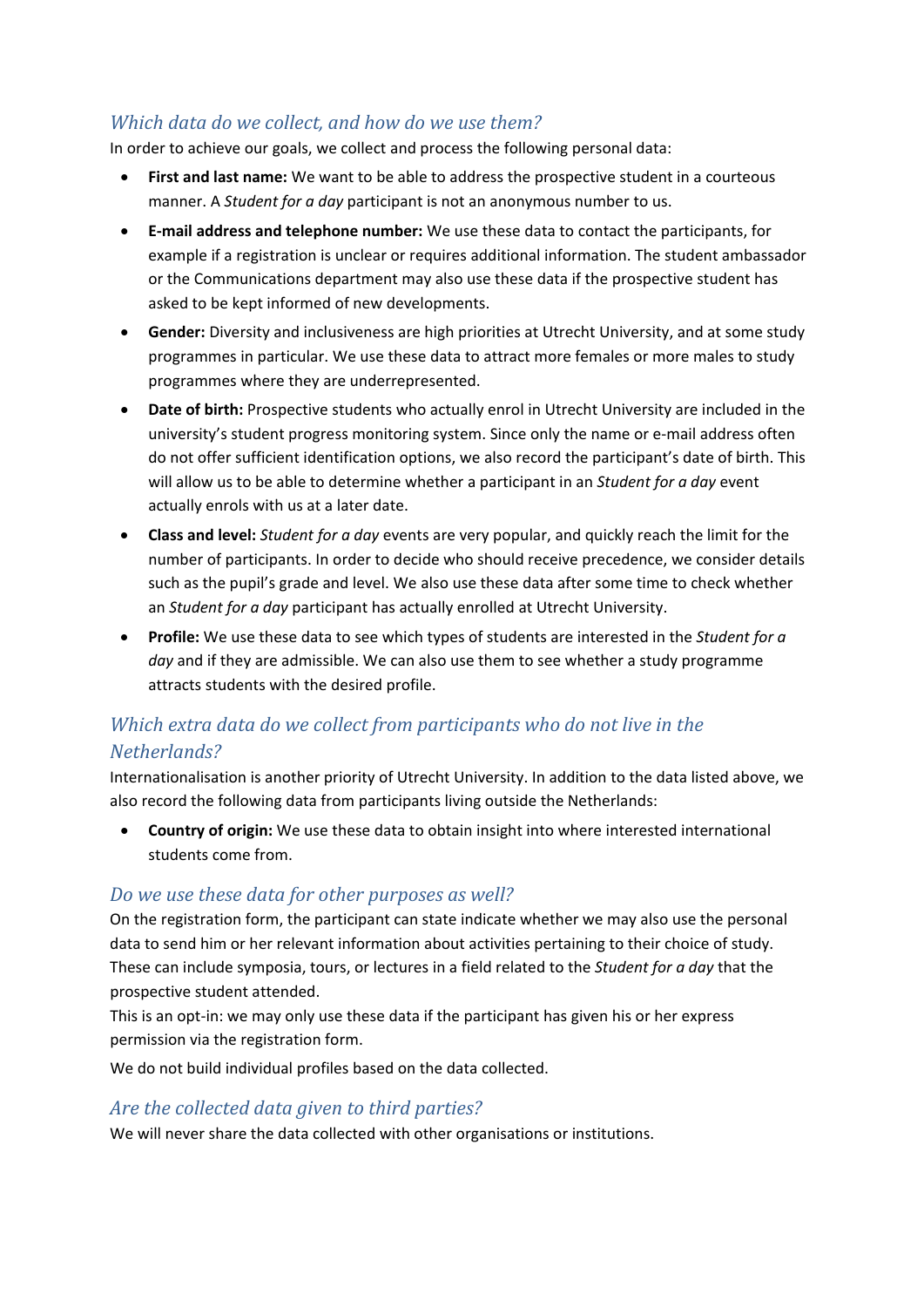## *Which data do we collect, and how do we use them?*

In order to achieve our goals, we collect and process the following personal data:

- **First and last name:** We want to be able to address the prospective student in a courteous manner. A *Student for a day* participant is not an anonymous number to us.
- **E-mail address and telephone number:** We use these data to contact the participants, for example if a registration is unclear or requires additional information. The student ambassador or the Communications department may also use these data if the prospective student has asked to be kept informed of new developments.
- **Gender:** Diversity and inclusiveness are high priorities at Utrecht University, and at some study programmes in particular. We use these data to attract more females or more males to study programmes where they are underrepresented.
- **Date of birth:** Prospective students who actually enrol in Utrecht University are included in the university's student progress monitoring system. Since only the name or e-mail address often do not offer sufficient identification options, we also record the participant's date of birth. This will allow us to be able to determine whether a participant in an *Student for a day* event actually enrols with us at a later date.
- **Class and level:** *Student for a day* events are very popular, and quickly reach the limit for the number of participants. In order to decide who should receive precedence, we consider details such as the pupil's grade and level. We also use these data after some time to check whether an *Student for a day* participant has actually enrolled at Utrecht University.
- **Profile:** We use these data to see which types of students are interested in the *Student for a day* and if they are admissible. We can also use them to see whether a study programme attracts students with the desired profile.

## *Which extra data do we collect from participants who do not live in the Netherlands?*

Internationalisation is another priority of Utrecht University. In addition to the data listed above, we also record the following data from participants living outside the Netherlands:

- **Country of origin:** We use these data to obtain insight into where interested international students come from.

## *Do we use these data for other purposes as well?*

On the registration form, the participant can state indicate whether we may also use the personal data to send him or her relevant information about activities pertaining to their choice of study. These can include symposia, tours, or lectures in a field related to the *Student for a day* that the prospective student attended.

This is an opt-in: we may only use these data if the participant has given his or her express permission via the registration form.

We do not build individual profiles based on the data collected.

## *Are the collected data given to third parties?*

We will never share the data collected with other organisations or institutions.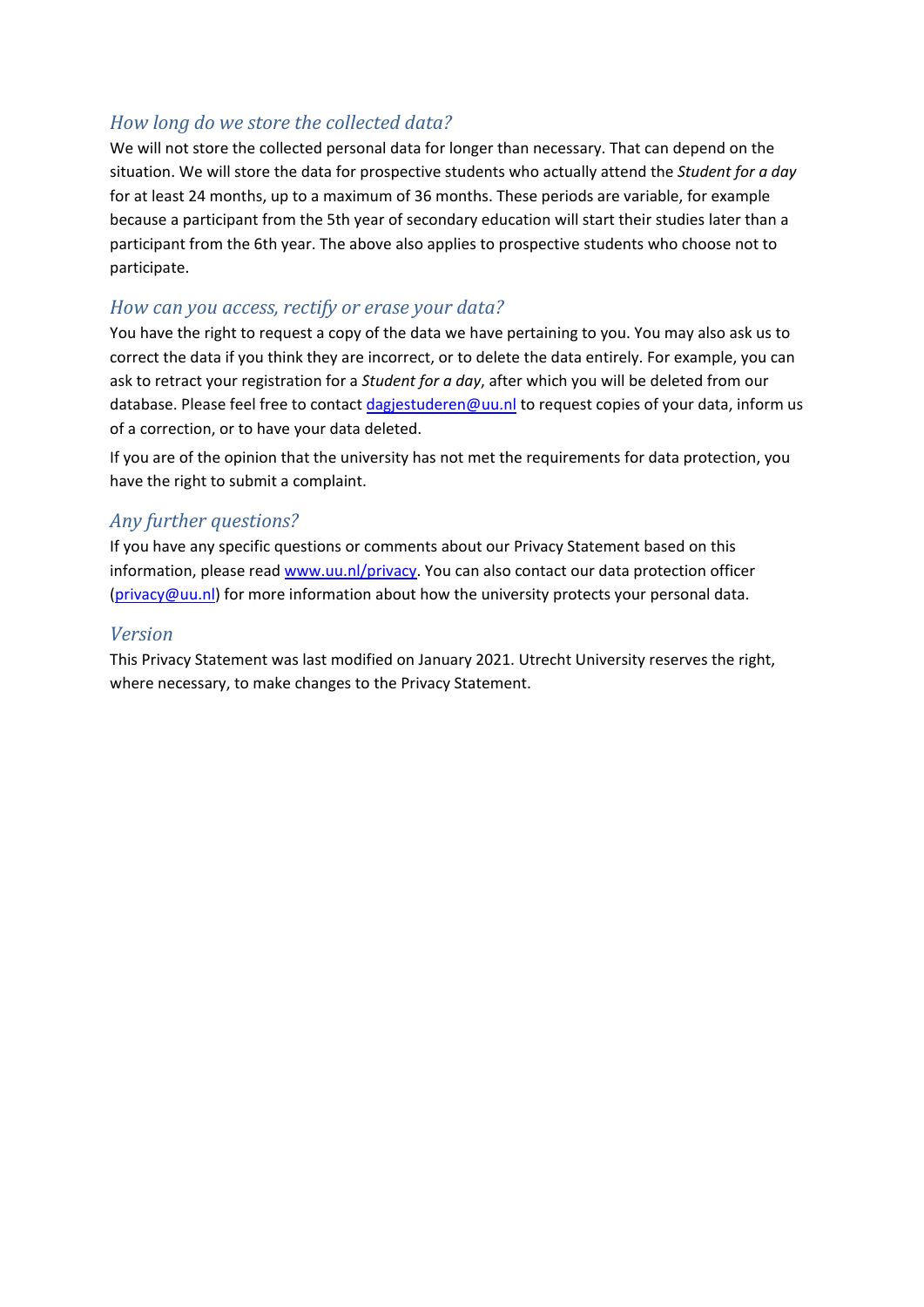## *How long do we store the collected data?*

We will not store the collected personal data for longer than necessary. That can depend on the situation. We will store the data for prospective students who actually attend the *Student for a day* for at least 24 months, up to a maximum of 36 months. These periods are variable, for example because a participant from the 5th year of secondary education will start their studies later than a participant from the 6th year. The above also applies to prospective students who choose not to participate.

## *How can you access, rectify or erase your data?*

You have the right to request a copy of the data we have pertaining to you. You may also ask us to correct the data if you think they are incorrect, or to delete the data entirely. For example, you can ask to retract your registration for a *Student for a day*, after which you will be deleted from our database. Please feel free to contact dagjestuderen@uu.nl to request copies of your data, inform us of a correction, or to have your data deleted.

If you are of the opinion that the university has not met the requirements for data protection, you have the right to submit a complaint.

## *Any further questions?*

If you have any specific questions or comments about our Privacy Statement based on this information, please read www.uu.nl/privacy. You can also contact our data protection officer (privacy@uu.nl) for more information about how the university protects your personal data.

## *Version*

This Privacy Statement was last modified on January 2021. Utrecht University reserves the right, where necessary, to make changes to the Privacy Statement.